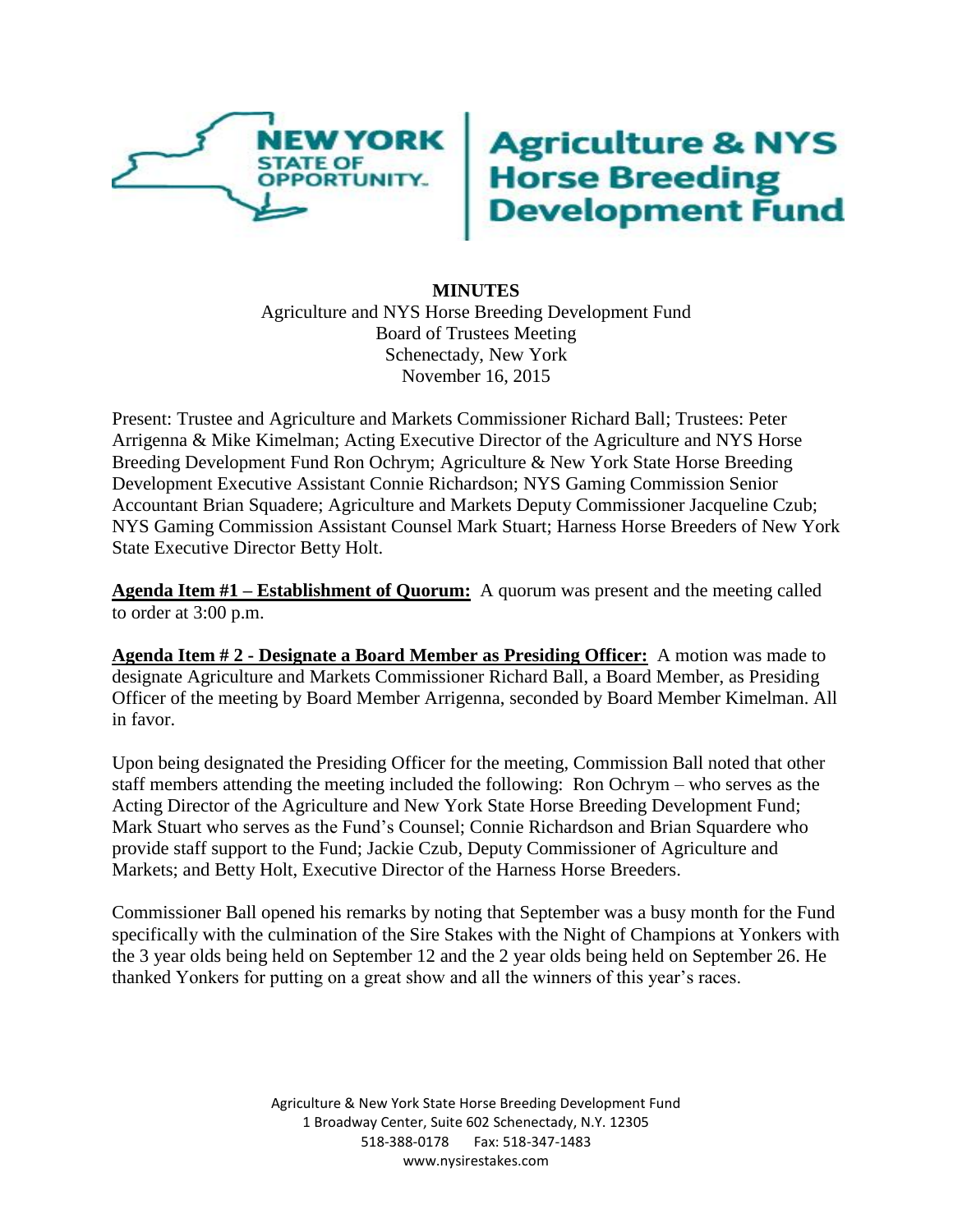**MINUTES**

Agriculture and NYS Horse Breeding Development Fund
Board of Trustees Meeting
Schenectady, New York
November 16, 2015

Present: Trustee and Agriculture and Markets Commissioner Richard Ball; Trustees: Peter Arrigenna & Mike Kimelman; Acting Executive Director of the Agriculture and NYS Horse Breeding Development Fund Ron Ochrym; Agriculture & New York State Horse Breeding Development Executive Assistant Connie Richardson; NYS Gaming Commission Senior Accountant Brian Squadere; Agriculture and Markets Deputy Commissioner Jacqueline Czub; NYS Gaming Commission Assistant Counsel Mark Stuart; Harness Horse Breeders of New York State Executive Director Betty Holt.

**Agenda Item #1 – Establishment of Quorum:** A quorum was present and the meeting called to order at 3:00 p.m.

**Agenda Item # 2 - Designate a Board Member as Presiding Officer:** A motion was made to designate Agriculture and Markets Commissioner Richard Ball, a Board Member, as Presiding Officer of the meeting by Board Member Arrigenna, seconded by Board Member Kimelman. All in favor.

Upon being designated the Presiding Officer for the meeting, Commission Ball noted that other staff members attending the meeting included the following: Ron Ochrym – who serves as the Acting Director of the Agriculture and New York State Horse Breeding Development Fund; Mark Stuart who serves as the Fund's Counsel; Connie Richardson and Brian Squardere who provide staff support to the Fund; Jackie Czub, Deputy Commissioner of Agriculture and Markets; and Betty Holt, Executive Director of the Harness Horse Breeders.

Commissioner Ball opened his remarks by noting that September was a busy month for the Fund specifically with the culmination of the Sire Stakes with the Night of Champions at Yonkers with the 3 year olds being held on September 12 and the 2 year olds being held on September 26. He thanked Yonkers for putting on a great show and all the winners of this year's races.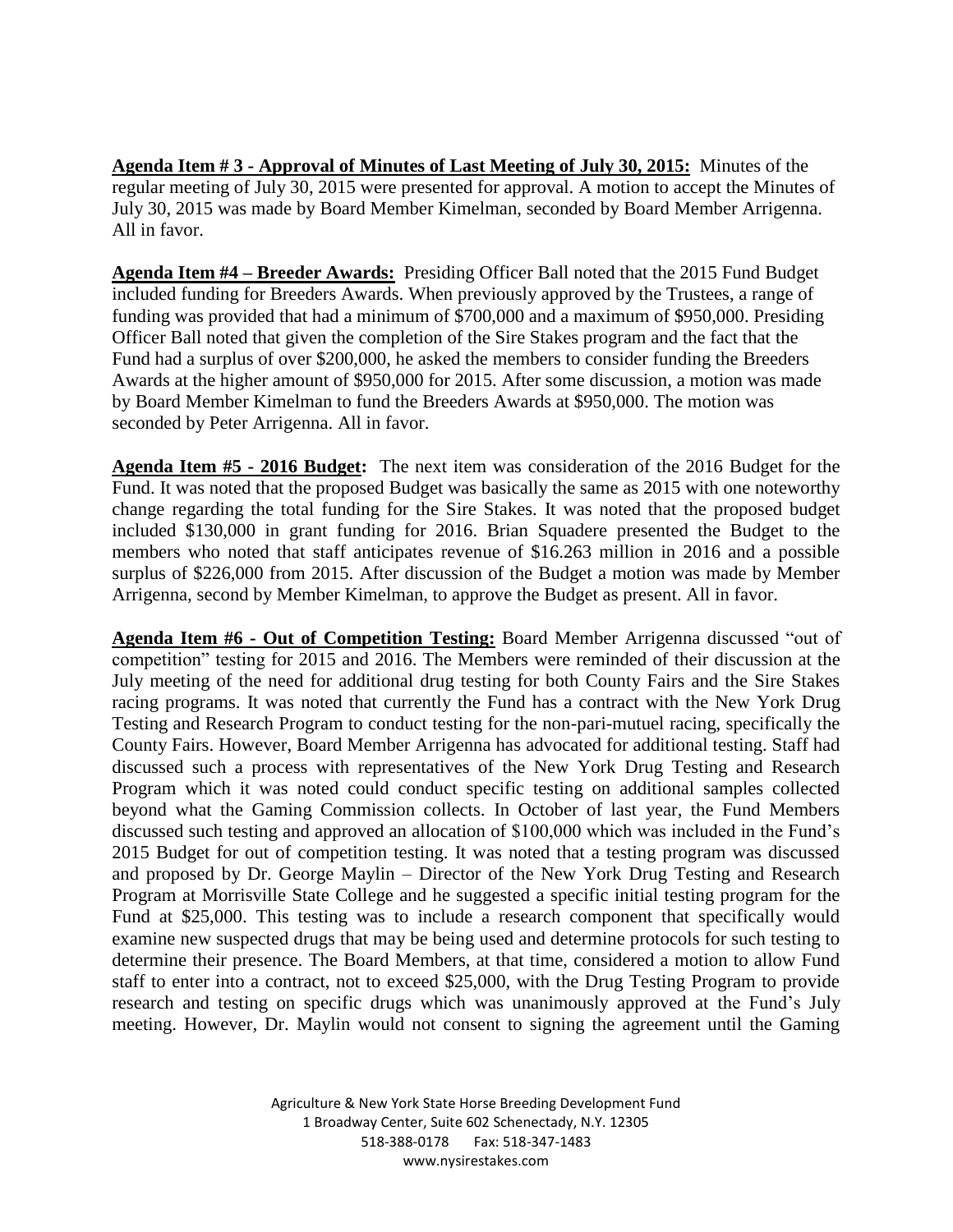**Agenda Item # 3 - Approval of Minutes of Last Meeting of July 30, 2015:** Minutes of the regular meeting of July 30, 2015 were presented for approval. A motion to accept the Minutes of July 30, 2015 was made by Board Member Kimelman, seconded by Board Member Arrigenna. All in favor.

**Agenda Item #4 – Breeder Awards:** Presiding Officer Ball noted that the 2015 Fund Budget included funding for Breeders Awards. When previously approved by the Trustees, a range of funding was provided that had a minimum of $700,000 and a maximum of $950,000. Presiding Officer Ball noted that given the completion of the Sire Stakes program and the fact that the Fund had a surplus of over $200,000, he asked the members to consider funding the Breeders Awards at the higher amount of $950,000 for 2015. After some discussion, a motion was made by Board Member Kimelman to fund the Breeders Awards at $950,000. The motion was seconded by Peter Arrigenna. All in favor.

**Agenda Item #5 - 2016 Budget:** The next item was consideration of the 2016 Budget for the Fund. It was noted that the proposed Budget was basically the same as 2015 with one noteworthy change regarding the total funding for the Sire Stakes. It was noted that the proposed budget included $130,000 in grant funding for 2016. Brian Squadere presented the Budget to the members who noted that staff anticipates revenue of $16.263 million in 2016 and a possible surplus of $226,000 from 2015. After discussion of the Budget a motion was made by Member Arrigenna, second by Member Kimelman, to approve the Budget as present. All in favor.

**Agenda Item #6 - Out of Competition Testing:** Board Member Arrigenna discussed "out of competition" testing for 2015 and 2016. The Members were reminded of their discussion at the July meeting of the need for additional drug testing for both County Fairs and the Sire Stakes racing programs. It was noted that currently the Fund has a contract with the New York Drug Testing and Research Program to conduct testing for the non-pari-mutuel racing, specifically the County Fairs. However, Board Member Arrigenna has advocated for additional testing. Staff had discussed such a process with representatives of the New York Drug Testing and Research Program which it was noted could conduct specific testing on additional samples collected beyond what the Gaming Commission collects. In October of last year, the Fund Members discussed such testing and approved an allocation of $100,000 which was included in the Fund's 2015 Budget for out of competition testing. It was noted that a testing program was discussed and proposed by Dr. George Maylin – Director of the New York Drug Testing and Research Program at Morrisville State College and he suggested a specific initial testing program for the Fund at $25,000. This testing was to include a research component that specifically would examine new suspected drugs that may be being used and determine protocols for such testing to determine their presence. The Board Members, at that time, considered a motion to allow Fund staff to enter into a contract, not to exceed $25,000, with the Drug Testing Program to provide research and testing on specific drugs which was unanimously approved at the Fund's July meeting. However, Dr. Maylin would not consent to signing the agreement until the Gaming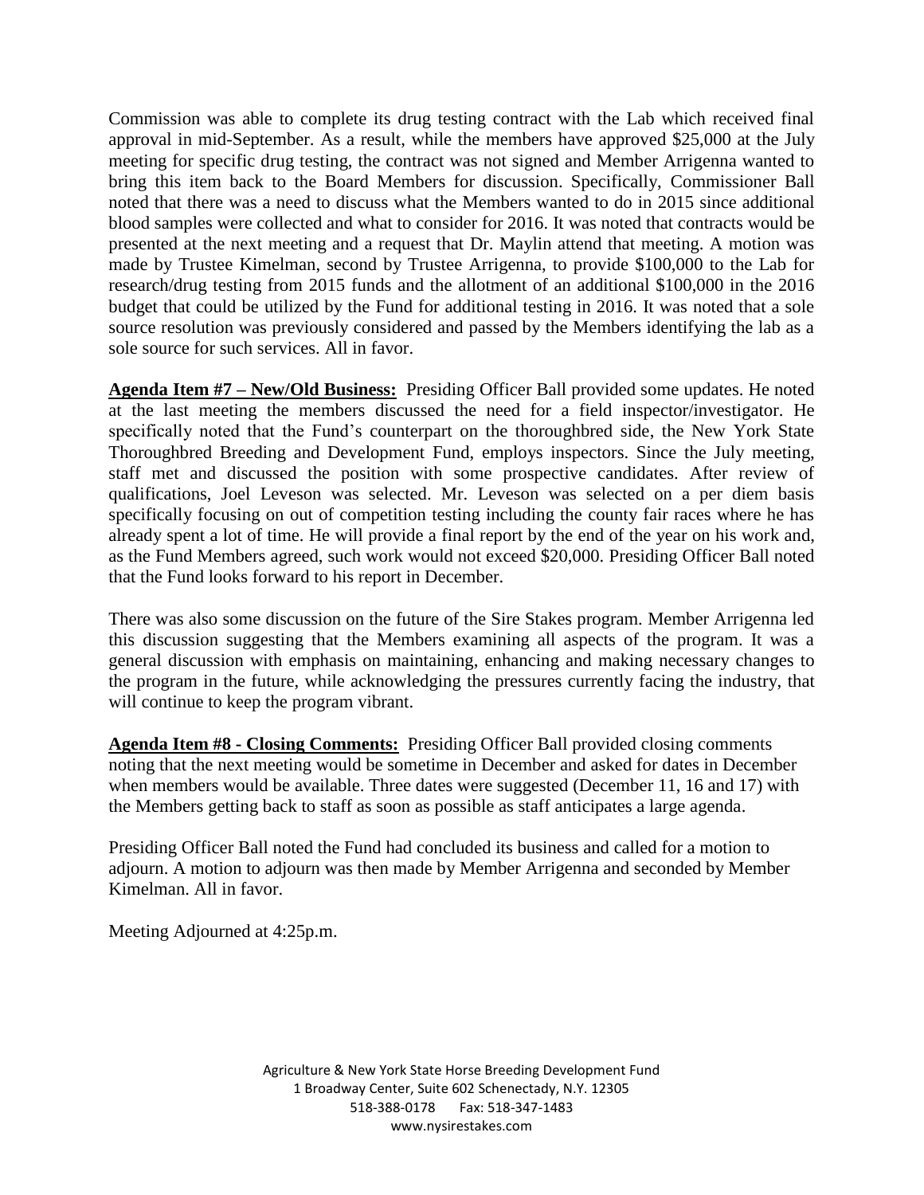Commission was able to complete its drug testing contract with the Lab which received final approval in mid-September. As a result, while the members have approved $25,000 at the July meeting for specific drug testing, the contract was not signed and Member Arrigenna wanted to bring this item back to the Board Members for discussion. Specifically, Commissioner Ball noted that there was a need to discuss what the Members wanted to do in 2015 since additional blood samples were collected and what to consider for 2016. It was noted that contracts would be presented at the next meeting and a request that Dr. Maylin attend that meeting. A motion was made by Trustee Kimelman, second by Trustee Arrigenna, to provide $100,000 to the Lab for research/drug testing from 2015 funds and the allotment of an additional $100,000 in the 2016 budget that could be utilized by the Fund for additional testing in 2016. It was noted that a sole source resolution was previously considered and passed by the Members identifying the lab as a sole source for such services. All in favor.

**Agenda Item #7 – New/Old Business:** Presiding Officer Ball provided some updates. He noted at the last meeting the members discussed the need for a field inspector/investigator. He specifically noted that the Fund's counterpart on the thoroughbred side, the New York State Thoroughbred Breeding and Development Fund, employs inspectors. Since the July meeting, staff met and discussed the position with some prospective candidates. After review of qualifications, Joel Leveson was selected. Mr. Leveson was selected on a per diem basis specifically focusing on out of competition testing including the county fair races where he has already spent a lot of time. He will provide a final report by the end of the year on his work and, as the Fund Members agreed, such work would not exceed $20,000. Presiding Officer Ball noted that the Fund looks forward to his report in December.

There was also some discussion on the future of the Sire Stakes program. Member Arrigenna led this discussion suggesting that the Members examining all aspects of the program. It was a general discussion with emphasis on maintaining, enhancing and making necessary changes to the program in the future, while acknowledging the pressures currently facing the industry, that will continue to keep the program vibrant.

**Agenda Item #8 - Closing Comments:** Presiding Officer Ball provided closing comments noting that the next meeting would be sometime in December and asked for dates in December when members would be available. Three dates were suggested (December 11, 16 and 17) with the Members getting back to staff as soon as possible as staff anticipates a large agenda.

Presiding Officer Ball noted the Fund had concluded its business and called for a motion to adjourn. A motion to adjourn was then made by Member Arrigenna and seconded by Member Kimelman. All in favor.

Meeting Adjourned at 4:25p.m.